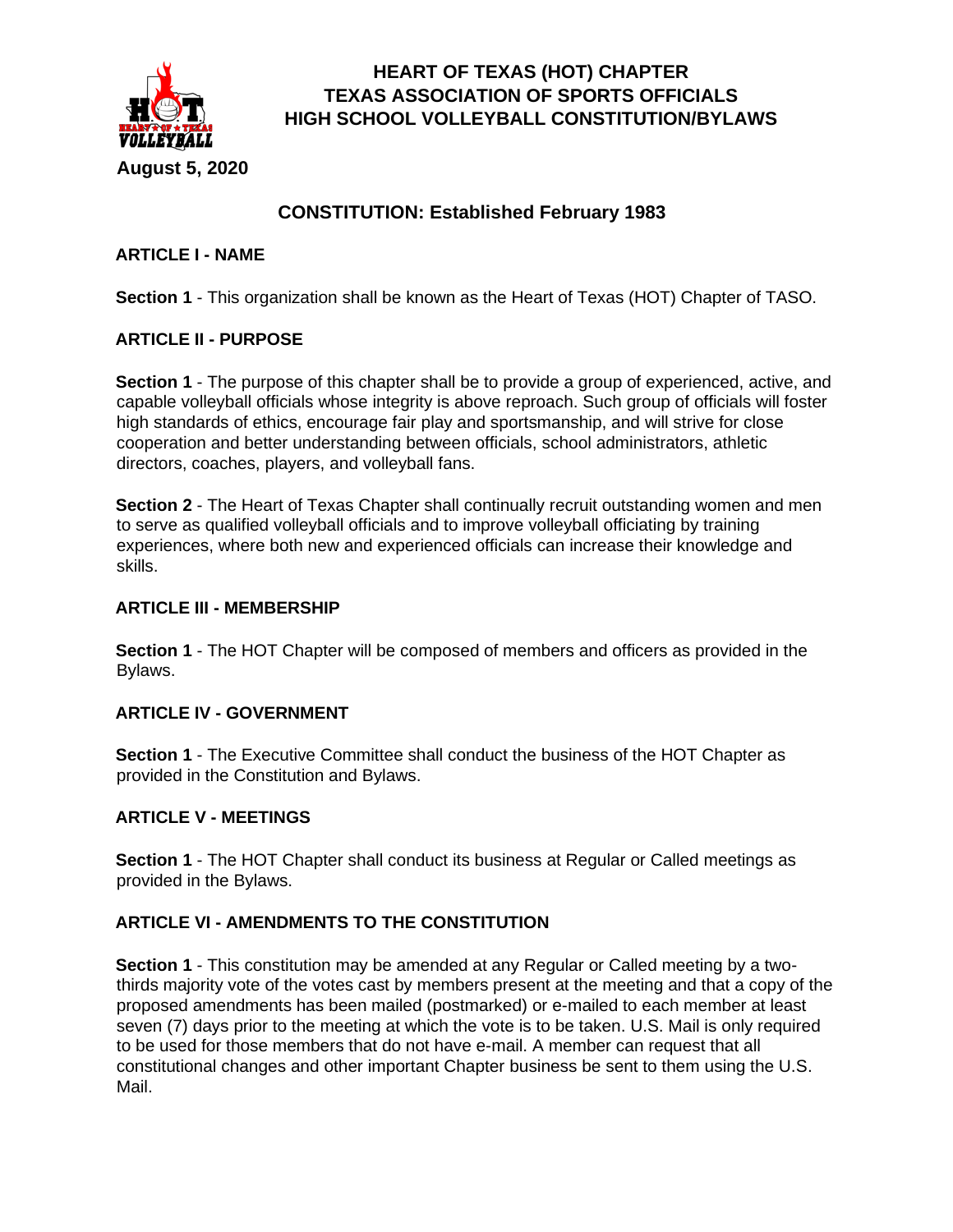# HEART OF TEXAS (HOT) CHAPTER
# TEXAS ASSOCIATION OF SPORTS OFFICIALS
# HIGH SCHOOL VOLLEYBALL CONSTITUTION/BYLAWS

**August 5, 2020**

## CONSTITUTION: Established February 1983

### ARTICLE I - NAME

**Section 1** - This organization shall be known as the Heart of Texas (HOT) Chapter of TASO.

### ARTICLE II - PURPOSE

**Section 1** - The purpose of this chapter shall be to provide a group of experienced, active, and capable volleyball officials whose integrity is above reproach. Such group of officials will foster high standards of ethics, encourage fair play and sportsmanship, and will strive for close cooperation and better understanding between officials, school administrators, athletic directors, coaches, players, and volleyball fans.

**Section 2** - The Heart of Texas Chapter shall continually recruit outstanding women and men to serve as qualified volleyball officials and to improve volleyball officiating by training experiences, where both new and experienced officials can increase their knowledge and skills.

### ARTICLE III - MEMBERSHIP

**Section 1** - The HOT Chapter will be composed of members and officers as provided in the Bylaws.

### ARTICLE IV - GOVERNMENT

**Section 1** - The Executive Committee shall conduct the business of the HOT Chapter as provided in the Constitution and Bylaws.

### ARTICLE V - MEETINGS

**Section 1** - The HOT Chapter shall conduct its business at Regular or Called meetings as provided in the Bylaws.

### ARTICLE VI - AMENDMENTS TO THE CONSTITUTION

**Section 1** - This constitution may be amended at any Regular or Called meeting by a two-thirds majority vote of the votes cast by members present at the meeting and that a copy of the proposed amendments has been mailed (postmarked) or e-mailed to each member at least seven (7) days prior to the meeting at which the vote is to be taken. U.S. Mail is only required to be used for those members that do not have e-mail. A member can request that all constitutional changes and other important Chapter business be sent to them using the U.S. Mail.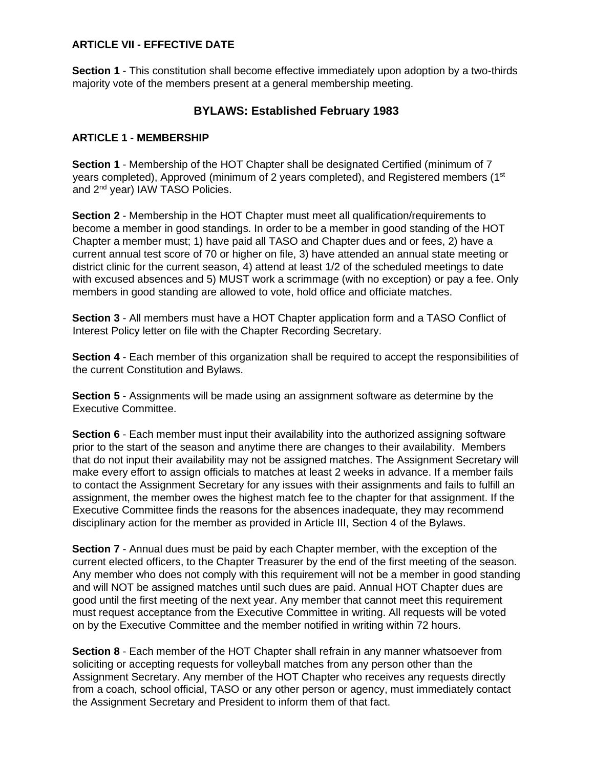### ARTICLE VII - EFFECTIVE DATE

**Section 1** - This constitution shall become effective immediately upon adoption by a two-thirds majority vote of the members present at a general membership meeting.

## BYLAWS: Established February 1983

### ARTICLE 1 - MEMBERSHIP

**Section 1** - Membership of the HOT Chapter shall be designated Certified (minimum of 7 years completed), Approved (minimum of 2 years completed), and Registered members (1st and 2nd year) IAW TASO Policies.

**Section 2** - Membership in the HOT Chapter must meet all qualification/requirements to become a member in good standings. In order to be a member in good standing of the HOT Chapter a member must; 1) have paid all TASO and Chapter dues and or fees, 2) have a current annual test score of 70 or higher on file, 3) have attended an annual state meeting or district clinic for the current season, 4) attend at least 1/2 of the scheduled meetings to date with excused absences and 5) MUST work a scrimmage (with no exception) or pay a fee. Only members in good standing are allowed to vote, hold office and officiate matches.

**Section 3** - All members must have a HOT Chapter application form and a TASO Conflict of Interest Policy letter on file with the Chapter Recording Secretary.

**Section 4** - Each member of this organization shall be required to accept the responsibilities of the current Constitution and Bylaws.

**Section 5** - Assignments will be made using an assignment software as determine by the Executive Committee.

**Section 6** - Each member must input their availability into the authorized assigning software prior to the start of the season and anytime there are changes to their availability. Members that do not input their availability may not be assigned matches. The Assignment Secretary will make every effort to assign officials to matches at least 2 weeks in advance. If a member fails to contact the Assignment Secretary for any issues with their assignments and fails to fulfill an assignment, the member owes the highest match fee to the chapter for that assignment. If the Executive Committee finds the reasons for the absences inadequate, they may recommend disciplinary action for the member as provided in Article III, Section 4 of the Bylaws.

**Section 7** - Annual dues must be paid by each Chapter member, with the exception of the current elected officers, to the Chapter Treasurer by the end of the first meeting of the season. Any member who does not comply with this requirement will not be a member in good standing and will NOT be assigned matches until such dues are paid. Annual HOT Chapter dues are good until the first meeting of the next year. Any member that cannot meet this requirement must request acceptance from the Executive Committee in writing. All requests will be voted on by the Executive Committee and the member notified in writing within 72 hours.

**Section 8** - Each member of the HOT Chapter shall refrain in any manner whatsoever from soliciting or accepting requests for volleyball matches from any person other than the Assignment Secretary. Any member of the HOT Chapter who receives any requests directly from a coach, school official, TASO or any other person or agency, must immediately contact the Assignment Secretary and President to inform them of that fact.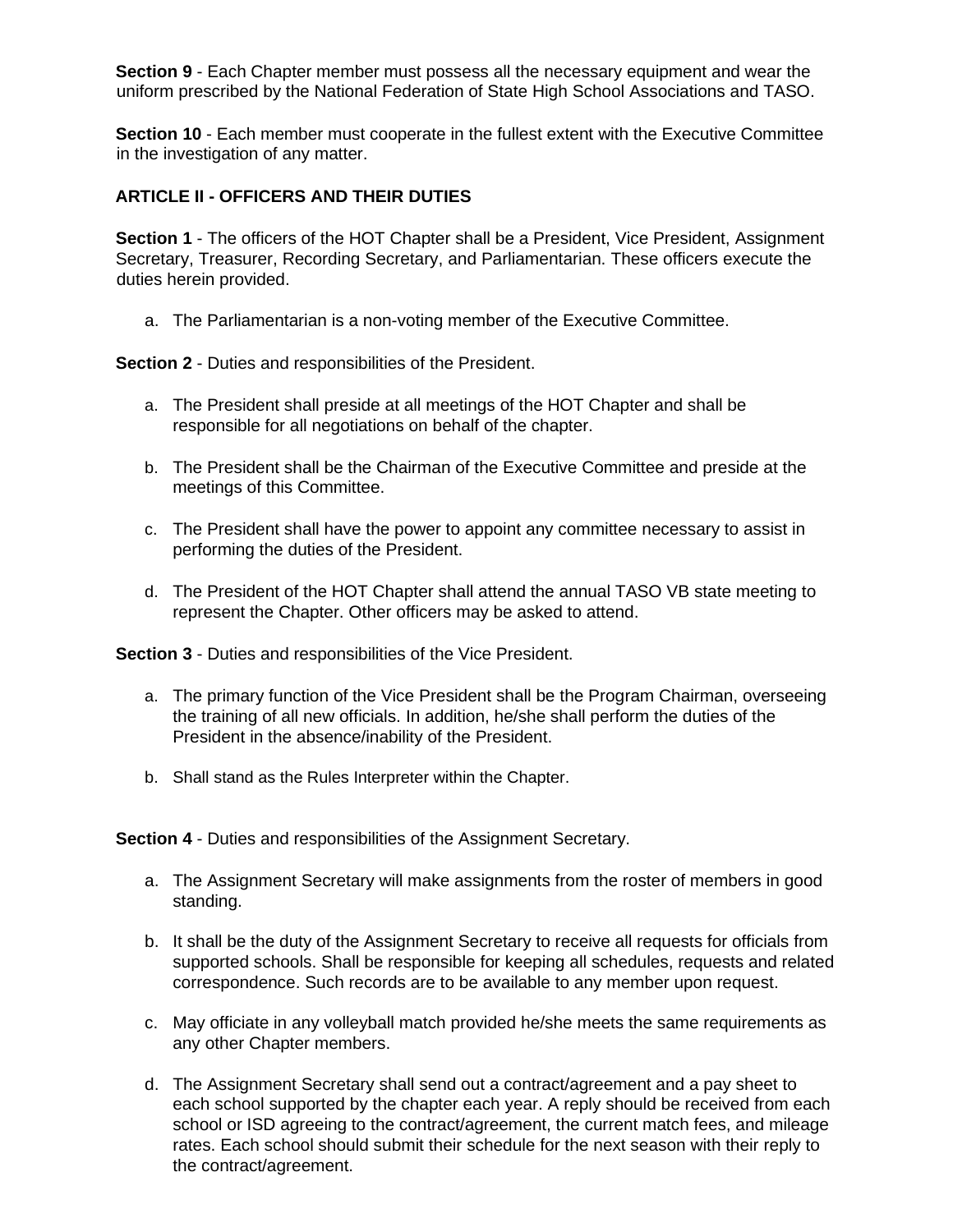**Section 9** - Each Chapter member must possess all the necessary equipment and wear the uniform prescribed by the National Federation of State High School Associations and TASO.

**Section 10** - Each member must cooperate in the fullest extent with the Executive Committee in the investigation of any matter.

## ARTICLE II - OFFICERS AND THEIR DUTIES

**Section 1** - The officers of the HOT Chapter shall be a President, Vice President, Assignment Secretary, Treasurer, Recording Secretary, and Parliamentarian. These officers execute the duties herein provided.

a. The Parliamentarian is a non-voting member of the Executive Committee.

**Section 2** - Duties and responsibilities of the President.

a. The President shall preside at all meetings of the HOT Chapter and shall be responsible for all negotiations on behalf of the chapter.

b. The President shall be the Chairman of the Executive Committee and preside at the meetings of this Committee.

c. The President shall have the power to appoint any committee necessary to assist in performing the duties of the President.

d. The President of the HOT Chapter shall attend the annual TASO VB state meeting to represent the Chapter. Other officers may be asked to attend.

**Section 3** - Duties and responsibilities of the Vice President.

a. The primary function of the Vice President shall be the Program Chairman, overseeing the training of all new officials. In addition, he/she shall perform the duties of the President in the absence/inability of the President.

b. Shall stand as the Rules Interpreter within the Chapter.

**Section 4** - Duties and responsibilities of the Assignment Secretary.

a. The Assignment Secretary will make assignments from the roster of members in good standing.

b. It shall be the duty of the Assignment Secretary to receive all requests for officials from supported schools. Shall be responsible for keeping all schedules, requests and related correspondence. Such records are to be available to any member upon request.

c. May officiate in any volleyball match provided he/she meets the same requirements as any other Chapter members.

d. The Assignment Secretary shall send out a contract/agreement and a pay sheet to each school supported by the chapter each year. A reply should be received from each school or ISD agreeing to the contract/agreement, the current match fees, and mileage rates. Each school should submit their schedule for the next season with their reply to the contract/agreement.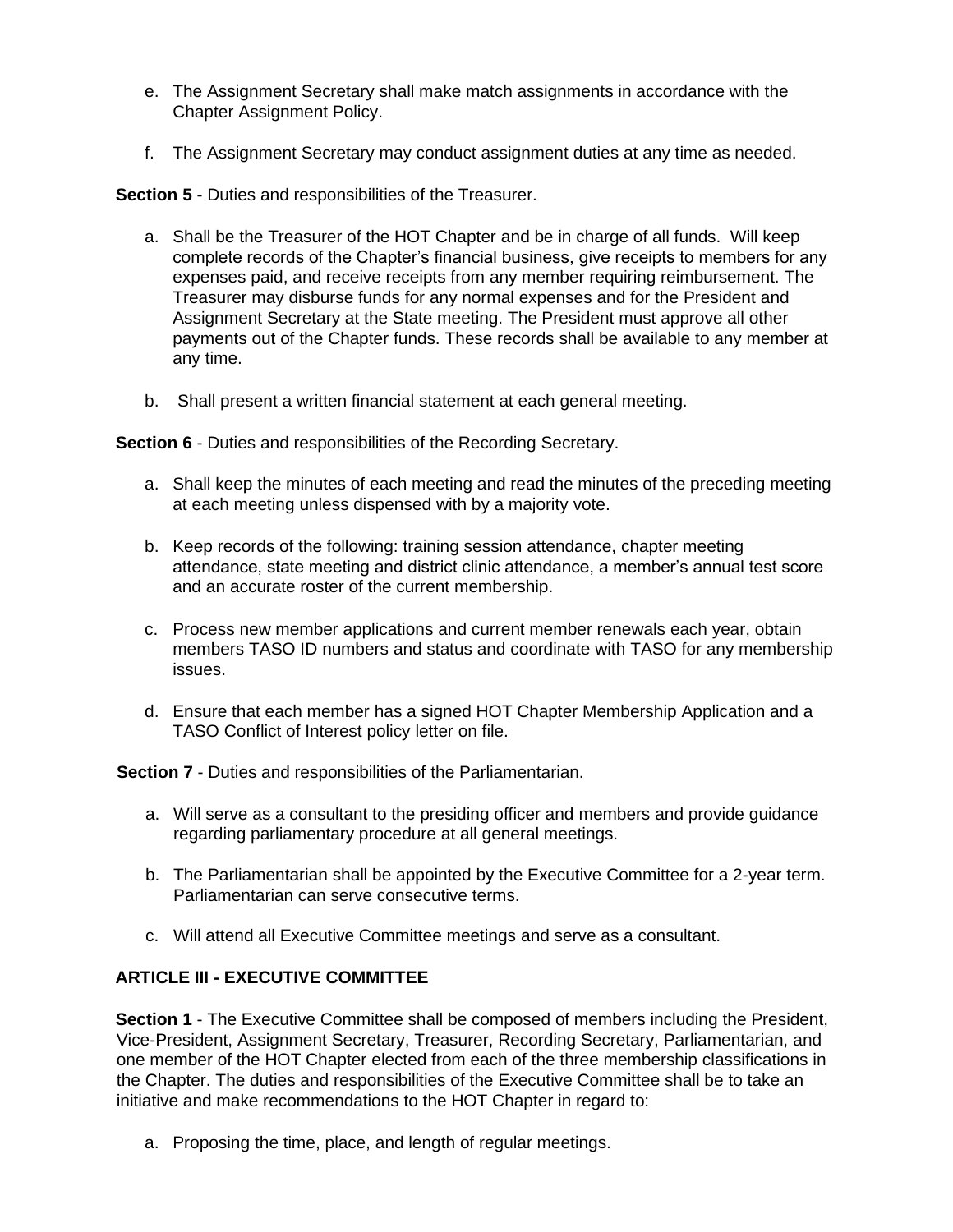e. The Assignment Secretary shall make match assignments in accordance with the Chapter Assignment Policy.

f. The Assignment Secretary may conduct assignment duties at any time as needed.

**Section 5** - Duties and responsibilities of the Treasurer.

a. Shall be the Treasurer of the HOT Chapter and be in charge of all funds. Will keep complete records of the Chapter's financial business, give receipts to members for any expenses paid, and receive receipts from any member requiring reimbursement. The Treasurer may disburse funds for any normal expenses and for the President and Assignment Secretary at the State meeting. The President must approve all other payments out of the Chapter funds. These records shall be available to any member at any time.

b. Shall present a written financial statement at each general meeting.

**Section 6** - Duties and responsibilities of the Recording Secretary.

a. Shall keep the minutes of each meeting and read the minutes of the preceding meeting at each meeting unless dispensed with by a majority vote.

b. Keep records of the following: training session attendance, chapter meeting attendance, state meeting and district clinic attendance, a member's annual test score and an accurate roster of the current membership.

c. Process new member applications and current member renewals each year, obtain members TASO ID numbers and status and coordinate with TASO for any membership issues.

d. Ensure that each member has a signed HOT Chapter Membership Application and a TASO Conflict of Interest policy letter on file.

**Section 7** - Duties and responsibilities of the Parliamentarian.

a. Will serve as a consultant to the presiding officer and members and provide guidance regarding parliamentary procedure at all general meetings.

b. The Parliamentarian shall be appointed by the Executive Committee for a 2-year term. Parliamentarian can serve consecutive terms.

c. Will attend all Executive Committee meetings and serve as a consultant.

## ARTICLE III - EXECUTIVE COMMITTEE

**Section 1** - The Executive Committee shall be composed of members including the President, Vice-President, Assignment Secretary, Treasurer, Recording Secretary, Parliamentarian, and one member of the HOT Chapter elected from each of the three membership classifications in the Chapter. The duties and responsibilities of the Executive Committee shall be to take an initiative and make recommendations to the HOT Chapter in regard to:

a. Proposing the time, place, and length of regular meetings.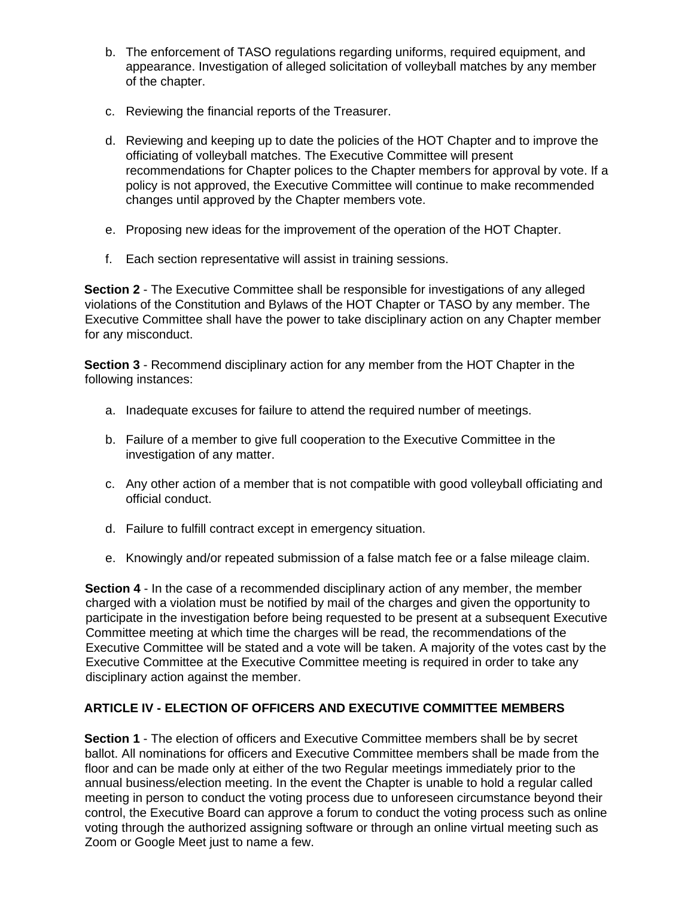b. The enforcement of TASO regulations regarding uniforms, required equipment, and appearance. Investigation of alleged solicitation of volleyball matches by any member of the chapter.

c. Reviewing the financial reports of the Treasurer.

d. Reviewing and keeping up to date the policies of the HOT Chapter and to improve the officiating of volleyball matches. The Executive Committee will present recommendations for Chapter polices to the Chapter members for approval by vote. If a policy is not approved, the Executive Committee will continue to make recommended changes until approved by the Chapter members vote.

e. Proposing new ideas for the improvement of the operation of the HOT Chapter.

f. Each section representative will assist in training sessions.

**Section 2** - The Executive Committee shall be responsible for investigations of any alleged violations of the Constitution and Bylaws of the HOT Chapter or TASO by any member. The Executive Committee shall have the power to take disciplinary action on any Chapter member for any misconduct.

**Section 3** - Recommend disciplinary action for any member from the HOT Chapter in the following instances:

a. Inadequate excuses for failure to attend the required number of meetings.

b. Failure of a member to give full cooperation to the Executive Committee in the investigation of any matter.

c. Any other action of a member that is not compatible with good volleyball officiating and official conduct.

d. Failure to fulfill contract except in emergency situation.

e. Knowingly and/or repeated submission of a false match fee or a false mileage claim.

**Section 4** - In the case of a recommended disciplinary action of any member, the member charged with a violation must be notified by mail of the charges and given the opportunity to participate in the investigation before being requested to be present at a subsequent Executive Committee meeting at which time the charges will be read, the recommendations of the Executive Committee will be stated and a vote will be taken. A majority of the votes cast by the Executive Committee at the Executive Committee meeting is required in order to take any disciplinary action against the member.

## ARTICLE IV - ELECTION OF OFFICERS AND EXECUTIVE COMMITTEE MEMBERS

**Section 1** - The election of officers and Executive Committee members shall be by secret ballot. All nominations for officers and Executive Committee members shall be made from the floor and can be made only at either of the two Regular meetings immediately prior to the annual business/election meeting. In the event the Chapter is unable to hold a regular called meeting in person to conduct the voting process due to unforeseen circumstance beyond their control, the Executive Board can approve a forum to conduct the voting process such as online voting through the authorized assigning software or through an online virtual meeting such as Zoom or Google Meet just to name a few.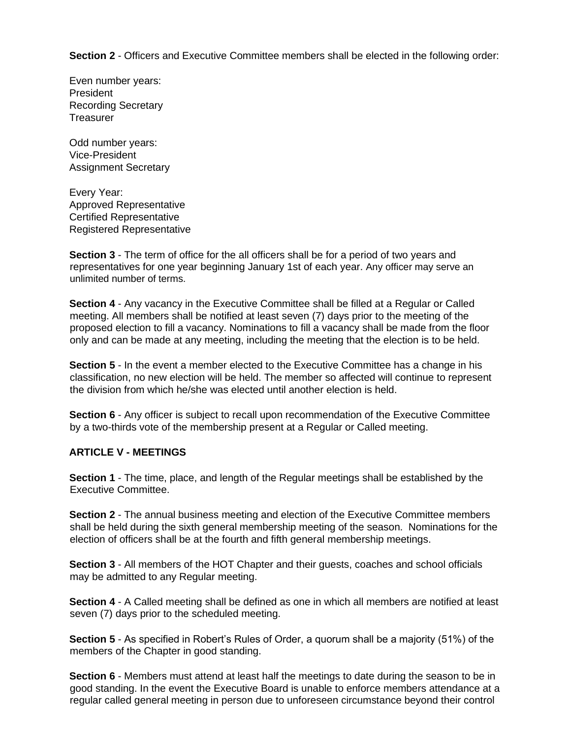**Section 2** - Officers and Executive Committee members shall be elected in the following order:

Even number years:
President
Recording Secretary
Treasurer

Odd number years:
Vice-President
Assignment Secretary

Every Year:
Approved Representative
Certified Representative
Registered Representative

**Section 3** - The term of office for the all officers shall be for a period of two years and representatives for one year beginning January 1st of each year. Any officer may serve an unlimited number of terms.

**Section 4** - Any vacancy in the Executive Committee shall be filled at a Regular or Called meeting. All members shall be notified at least seven (7) days prior to the meeting of the proposed election to fill a vacancy. Nominations to fill a vacancy shall be made from the floor only and can be made at any meeting, including the meeting that the election is to be held.

**Section 5** - In the event a member elected to the Executive Committee has a change in his classification, no new election will be held. The member so affected will continue to represent the division from which he/she was elected until another election is held.

**Section 6** - Any officer is subject to recall upon recommendation of the Executive Committee by a two-thirds vote of the membership present at a Regular or Called meeting.

**ARTICLE V - MEETINGS**

**Section 1** - The time, place, and length of the Regular meetings shall be established by the Executive Committee.

**Section 2** - The annual business meeting and election of the Executive Committee members shall be held during the sixth general membership meeting of the season. Nominations for the election of officers shall be at the fourth and fifth general membership meetings.

**Section 3** - All members of the HOT Chapter and their guests, coaches and school officials may be admitted to any Regular meeting.

**Section 4** - A Called meeting shall be defined as one in which all members are notified at least seven (7) days prior to the scheduled meeting.

**Section 5** - As specified in Robert's Rules of Order, a quorum shall be a majority (51%) of the members of the Chapter in good standing.

**Section 6** - Members must attend at least half the meetings to date during the season to be in good standing. In the event the Executive Board is unable to enforce members attendance at a regular called general meeting in person due to unforeseen circumstance beyond their control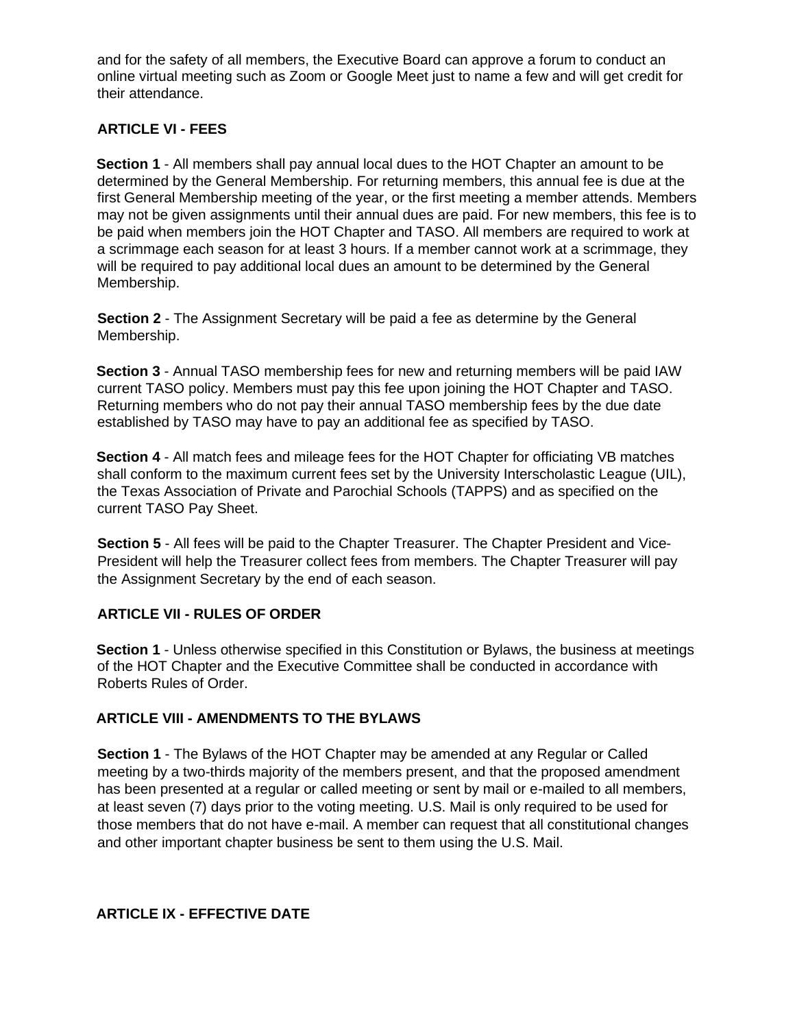and for the safety of all members, the Executive Board can approve a forum to conduct an online virtual meeting such as Zoom or Google Meet just to name a few and will get credit for their attendance.

## ARTICLE VI - FEES

**Section 1** - All members shall pay annual local dues to the HOT Chapter an amount to be determined by the General Membership. For returning members, this annual fee is due at the first General Membership meeting of the year, or the first meeting a member attends. Members may not be given assignments until their annual dues are paid. For new members, this fee is to be paid when members join the HOT Chapter and TASO. All members are required to work at a scrimmage each season for at least 3 hours. If a member cannot work at a scrimmage, they will be required to pay additional local dues an amount to be determined by the General Membership.

**Section 2** - The Assignment Secretary will be paid a fee as determine by the General Membership.

**Section 3** - Annual TASO membership fees for new and returning members will be paid IAW current TASO policy. Members must pay this fee upon joining the HOT Chapter and TASO. Returning members who do not pay their annual TASO membership fees by the due date established by TASO may have to pay an additional fee as specified by TASO.

**Section 4** - All match fees and mileage fees for the HOT Chapter for officiating VB matches shall conform to the maximum current fees set by the University Interscholastic League (UIL), the Texas Association of Private and Parochial Schools (TAPPS) and as specified on the current TASO Pay Sheet.

**Section 5** - All fees will be paid to the Chapter Treasurer. The Chapter President and Vice-President will help the Treasurer collect fees from members. The Chapter Treasurer will pay the Assignment Secretary by the end of each season.

## ARTICLE VII - RULES OF ORDER

**Section 1** - Unless otherwise specified in this Constitution or Bylaws, the business at meetings of the HOT Chapter and the Executive Committee shall be conducted in accordance with Roberts Rules of Order.

## ARTICLE VIII - AMENDMENTS TO THE BYLAWS

**Section 1** - The Bylaws of the HOT Chapter may be amended at any Regular or Called meeting by a two-thirds majority of the members present, and that the proposed amendment has been presented at a regular or called meeting or sent by mail or e-mailed to all members, at least seven (7) days prior to the voting meeting. U.S. Mail is only required to be used for those members that do not have e-mail. A member can request that all constitutional changes and other important chapter business be sent to them using the U.S. Mail.

## ARTICLE IX - EFFECTIVE DATE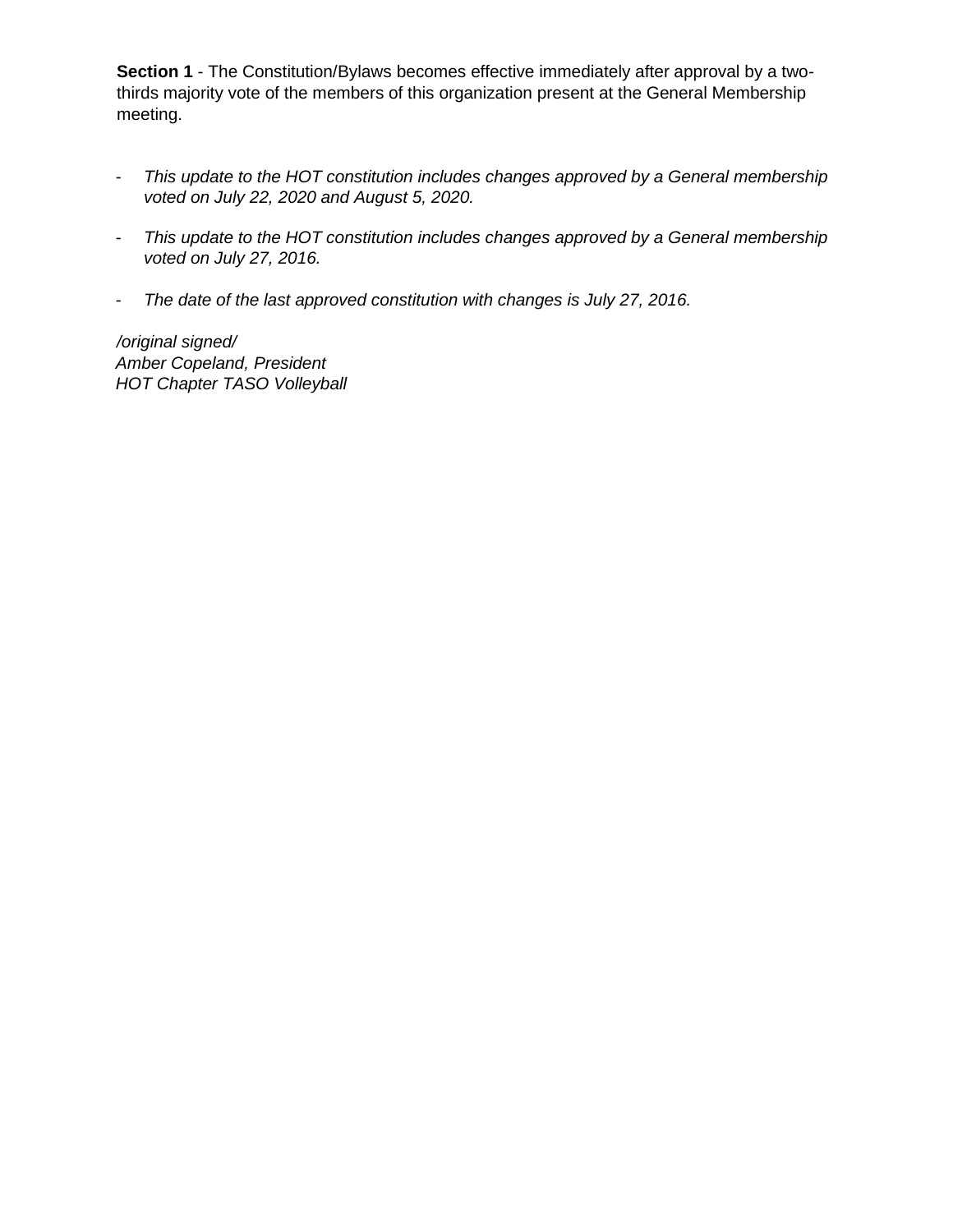**Section 1** - The Constitution/Bylaws becomes effective immediately after approval by a two-thirds majority vote of the members of this organization present at the General Membership meeting.

- *This update to the HOT constitution includes changes approved by a General membership voted on July 22, 2020 and August 5, 2020.*

- *This update to the HOT constitution includes changes approved by a General membership voted on July 27, 2016.*

- *The date of the last approved constitution with changes is July 27, 2016.*

*/original signed/*
*Amber Copeland, President*
*HOT Chapter TASO Volleyball*